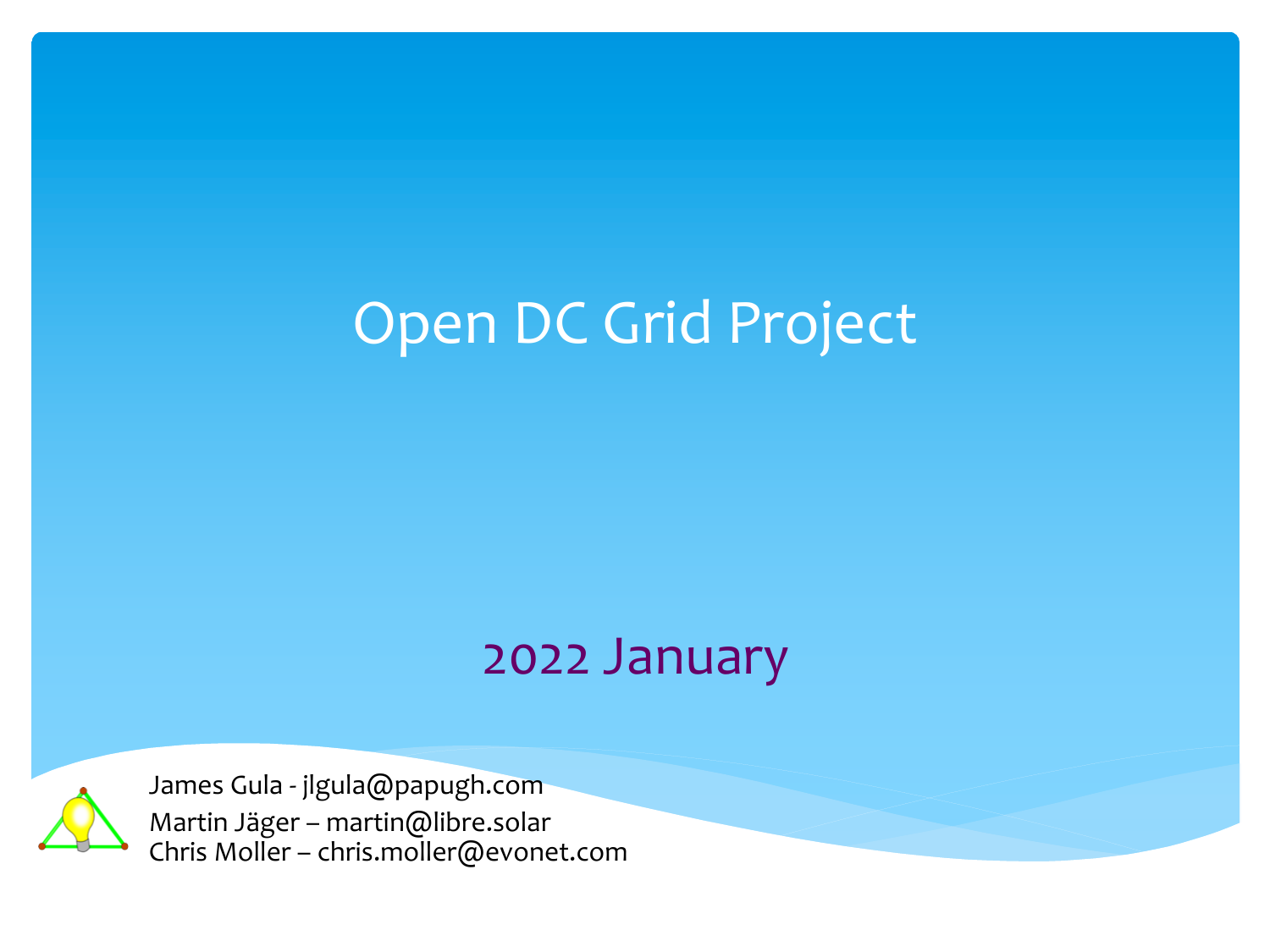# Open DC Grid Project

2022 January

James Gula - jlgula@papugh.com
Martin Jäger – martin@libre.solar
Chris Moller – chris.moller@evonet.com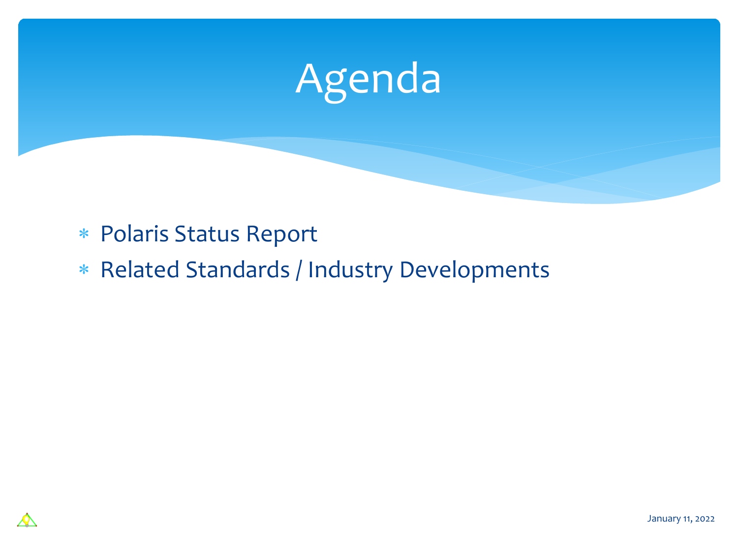# Agenda

- Polaris Status Report
- Related Standards / Industry Developments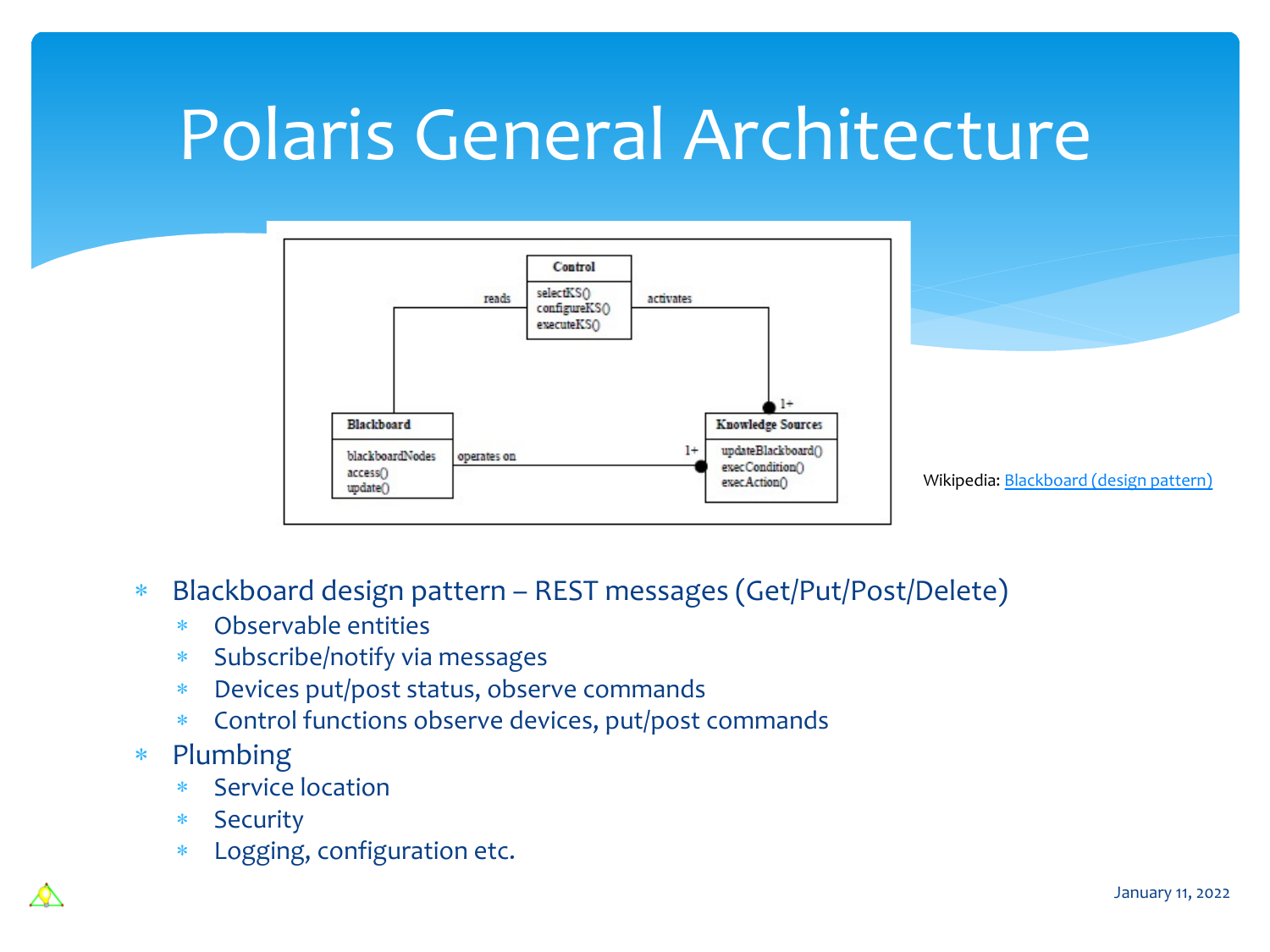# Polaris General Architecture

Wikipedia: [Blackboard (design pattern)]

- Blackboard design pattern – REST messages (Get/Put/Post/Delete)
  - Observable entities
  - Subscribe/notify via messages
  - Devices put/post status, observe commands
  - Control functions observe devices, put/post commands
- Plumbing
  - Service location
  - Security
  - Logging, configuration etc.

January 11, 2022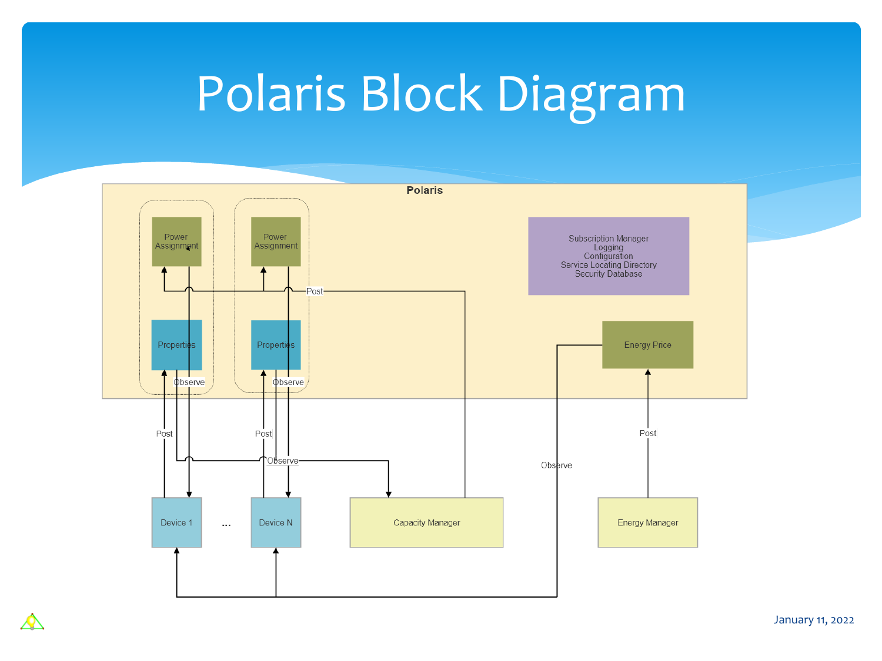# Polaris Block Diagram

Polaris

Power Assignment

Power Assignment

Subscription Manager
Logging
Configuration
Service Locating Directory
Security Database

Post

Properties

Properties

Energy Price

Observe

Observe

Post

Post

Post

Observe

Observe

Device 1

...

Device N

Capacity Manager

Energy Manager

January 11, 2022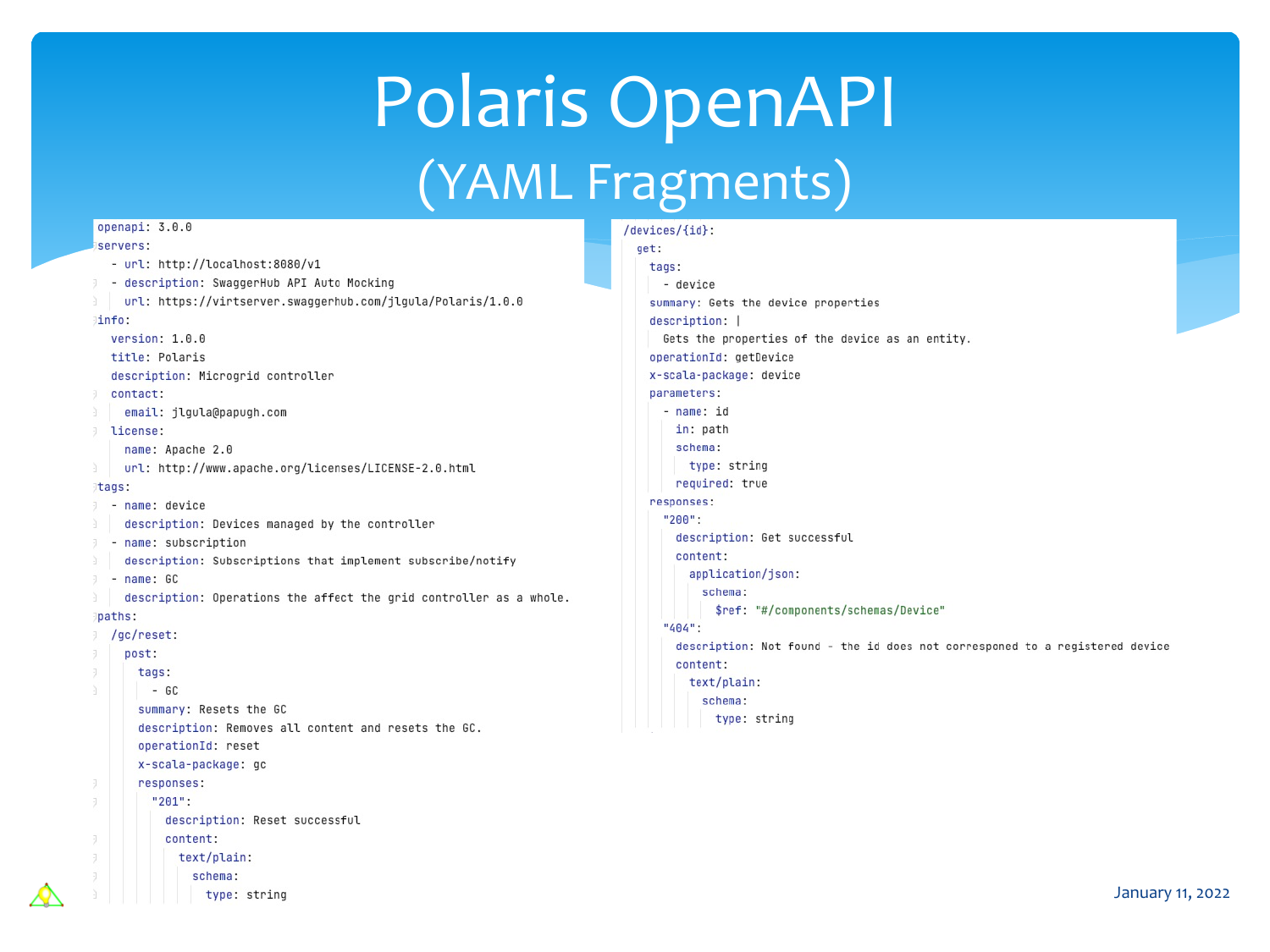# Polaris OpenAPI

## (YAML Fragments)

```yaml
openapi: 3.0.0
servers:
  - url: http://localhost:8080/v1
  - description: SwaggerHub API Auto Mocking
    url: https://virtserver.swaggerhub.com/jlgula/Polaris/1.0.0
info:
  version: 1.0.0
  title: Polaris
  description: Microgrid controller
  contact:
    email: jlgula@papugh.com
  license:
    name: Apache 2.0
    url: http://www.apache.org/licenses/LICENSE-2.0.html
tags:
  - name: device
    description: Devices managed by the controller
  - name: subscription
    description: Subscriptions that implement subscribe/notify
  - name: GC
    description: Operations the affect the grid controller as a whole.
paths:
  /gc/reset:
    post:
      tags:
        - GC
      summary: Resets the GC
      description: Removes all content and resets the GC.
      operationId: reset
      x-scala-package: gc
      responses:
        "201":
          description: Reset successful
          content:
            text/plain:
              schema:
                type: string
```

```yaml
/devices/{id}:
  get:
    tags:
      - device
    summary: Gets the device properties
    description: |
      Gets the properties of the device as an entity.
    operationId: getDevice
    x-scala-package: device
    parameters:
      - name: id
        in: path
        schema:
          type: string
        required: true
    responses:
      "200":
        description: Get successful
        content:
          application/json:
            schema:
              $ref: "#/components/schemas/Device"
      "404":
        description: Not found - the id does not corresponed to a registered device
        content:
          text/plain:
            schema:
              type: string
```

January 11, 2022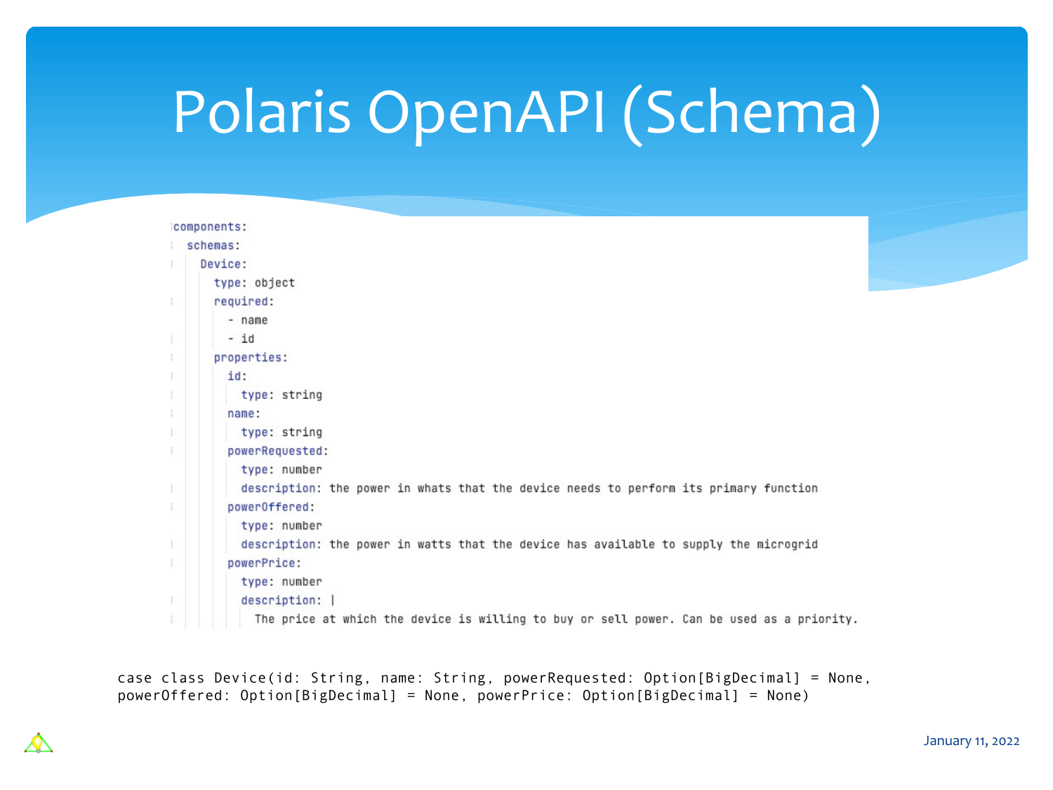# Polaris OpenAPI (Schema)

```yaml
components:
  schemas:
    Device:
      type: object
      required:
        - name
        - id
      properties:
        id:
          type: string
        name:
          type: string
        powerRequested:
          type: number
          description: the power in whats that the device needs to perform its primary function
        powerOffered:
          type: number
          description: the power in watts that the device has available to supply the microgrid
        powerPrice:
          type: number
          description: |
            The price at which the device is willing to buy or sell power. Can be used as a priority.
```

```scala
case class Device(id: String, name: String, powerRequested: Option[BigDecimal] = None,
powerOffered: Option[BigDecimal] = None, powerPrice: Option[BigDecimal] = None)
```

January 11, 2022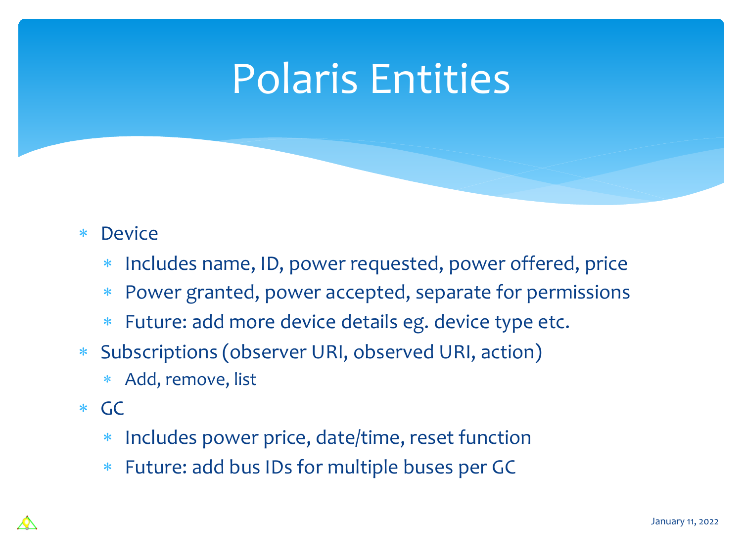# Polaris Entities

- Device
  - Includes name, ID, power requested, power offered, price
  - Power granted, power accepted, separate for permissions
  - Future: add more device details eg. device type etc.
- Subscriptions (observer URI, observed URI, action)
  - Add, remove, list
- GC
  - Includes power price, date/time, reset function
  - Future: add bus IDs for multiple buses per GC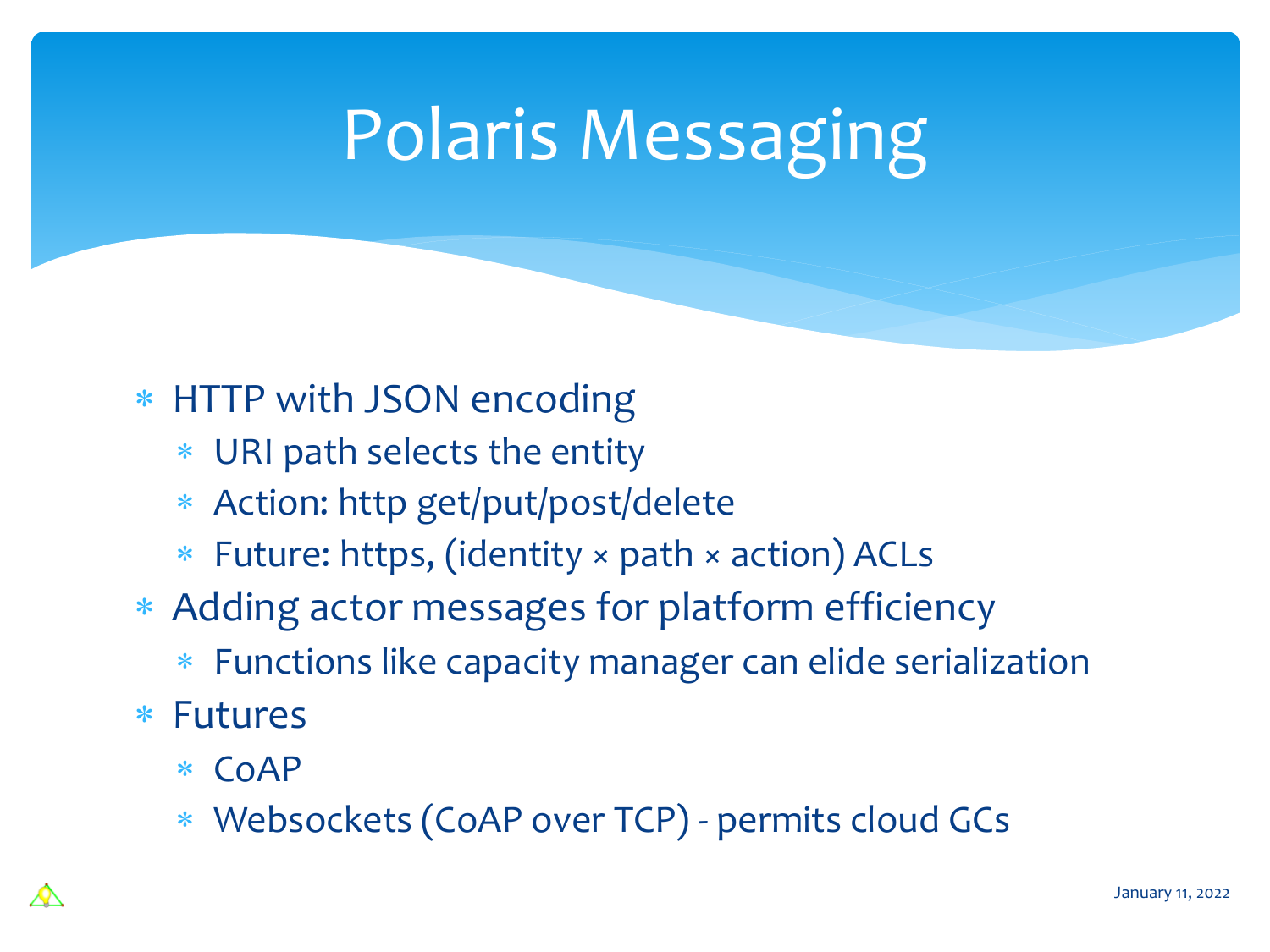# Polaris Messaging

- HTTP with JSON encoding
  - URI path selects the entity
  - Action: http get/put/post/delete
  - Future: https, (identity × path × action) ACLs
- Adding actor messages for platform efficiency
  - Functions like capacity manager can elide serialization
- Futures
  - CoAP
  - Websockets (CoAP over TCP) - permits cloud GCs

January 11, 2022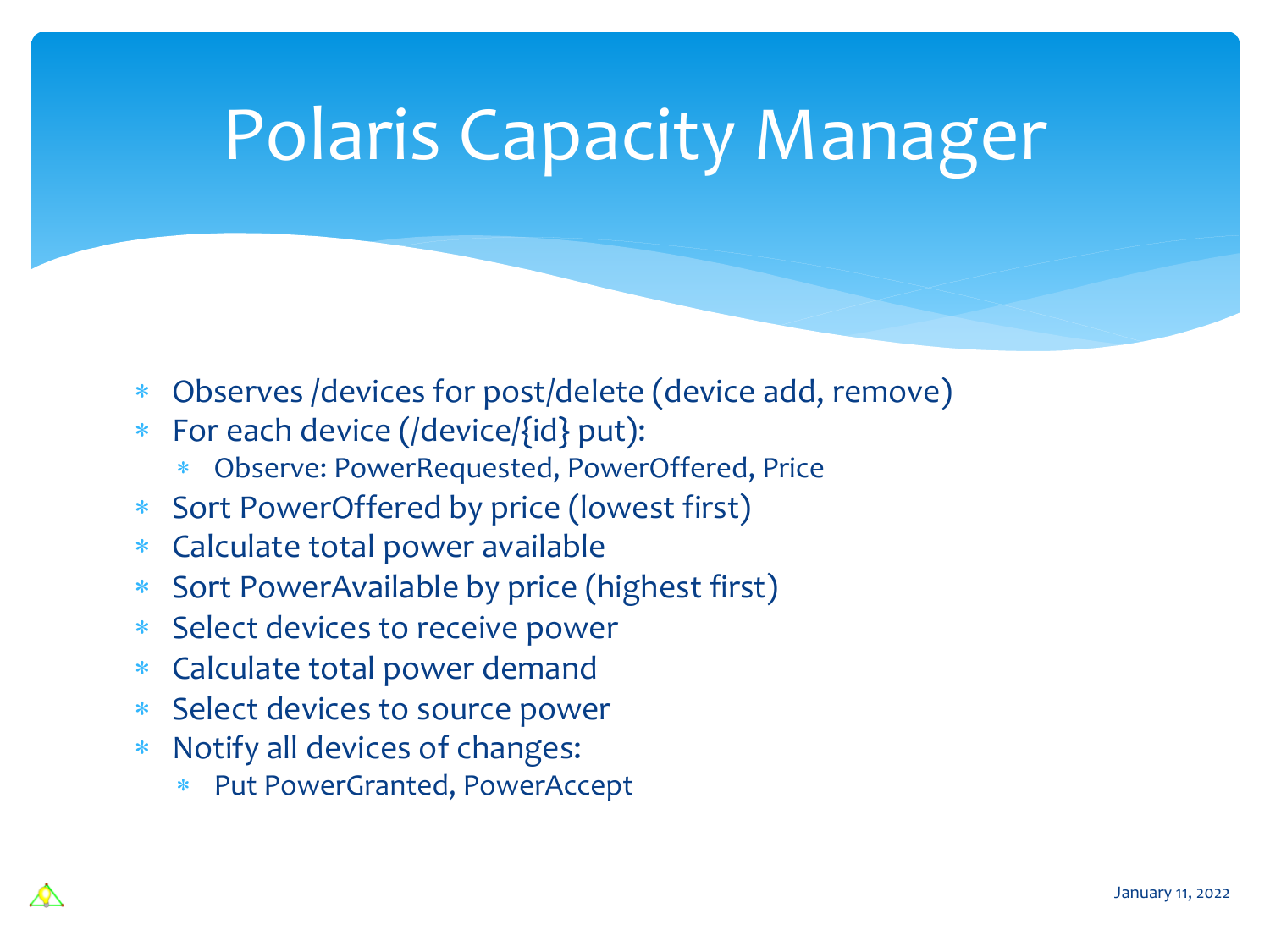# Polaris Capacity Manager

- Observes /devices for post/delete (device add, remove)
- For each device (/device/{id} put):
  - Observe: PowerRequested, PowerOffered, Price
- Sort PowerOffered by price (lowest first)
- Calculate total power available
- Sort PowerAvailable by price (highest first)
- Select devices to receive power
- Calculate total power demand
- Select devices to source power
- Notify all devices of changes:
  - Put PowerGranted, PowerAccept

January 11, 2022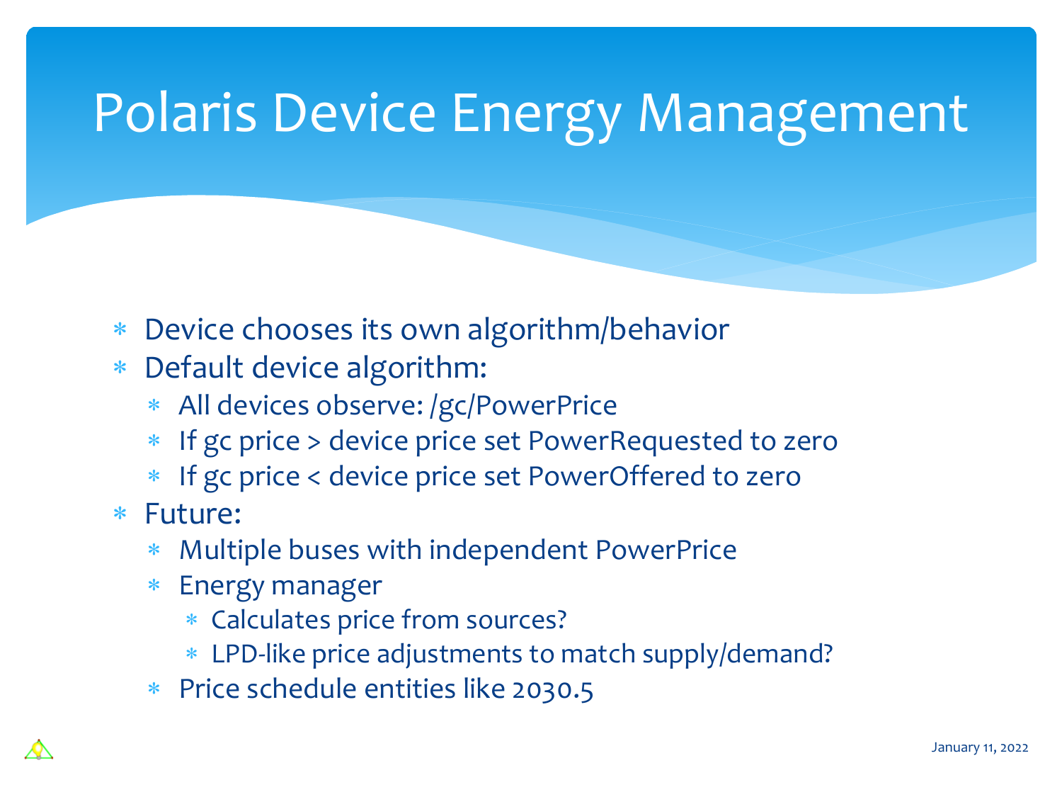# Polaris Device Energy Management

- Device chooses its own algorithm/behavior
- Default device algorithm:
  - All devices observe: /gc/PowerPrice
  - If gc price > device price set PowerRequested to zero
  - If gc price < device price set PowerOffered to zero
- Future:
  - Multiple buses with independent PowerPrice
  - Energy manager
    - Calculates price from sources?
    - LPD-like price adjustments to match supply/demand?
  - Price schedule entities like 2030.5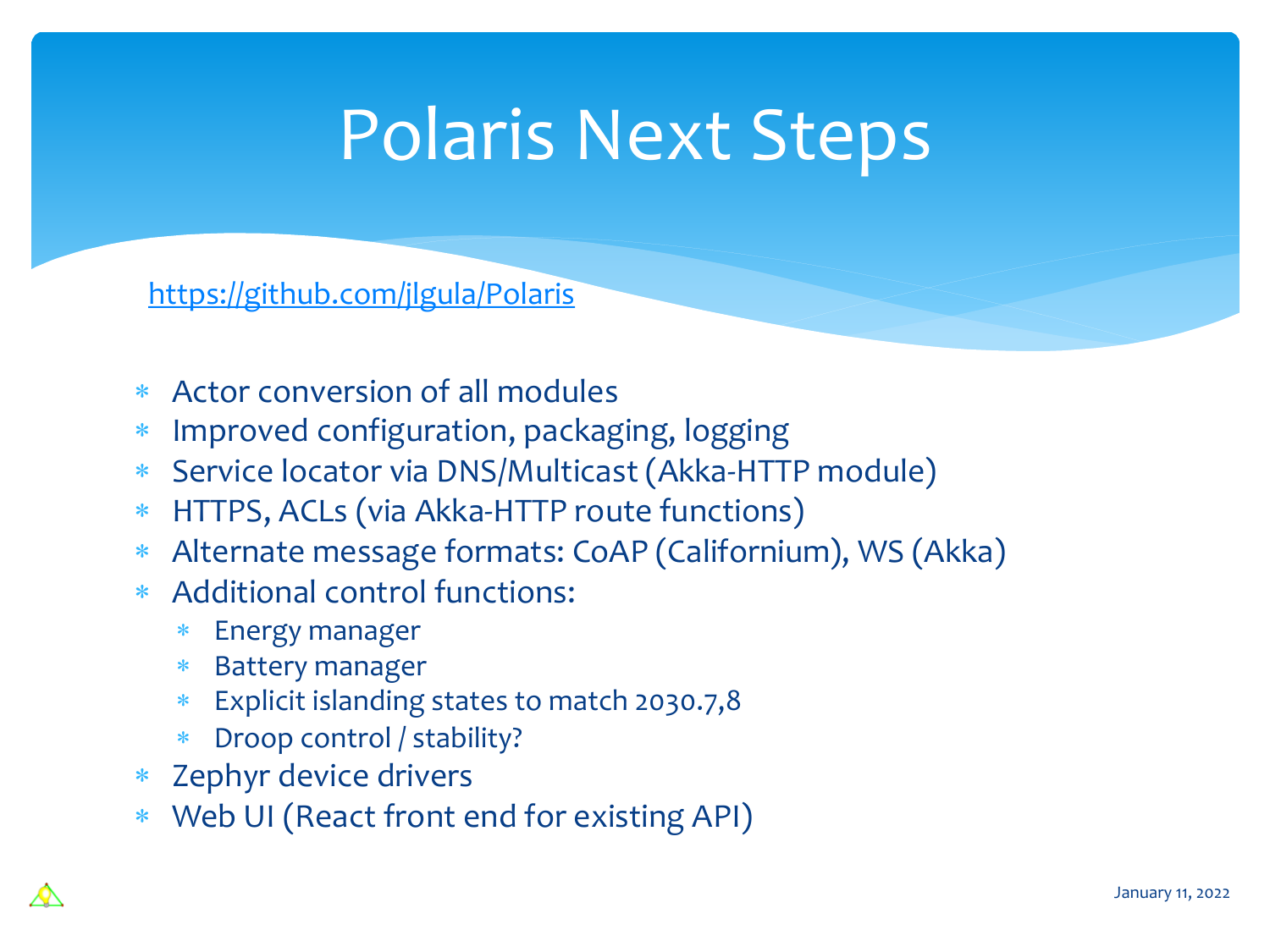# Polaris Next Steps

https://github.com/jlgula/Polaris

- Actor conversion of all modules
- Improved configuration, packaging, logging
- Service locator via DNS/Multicast (Akka-HTTP module)
- HTTPS, ACLs (via Akka-HTTP route functions)
- Alternate message formats: CoAP (Californium), WS (Akka)
- Additional control functions:
  - Energy manager
  - Battery manager
  - Explicit islanding states to match 2030.7,8
  - Droop control / stability?
- Zephyr device drivers
- Web UI (React front end for existing API)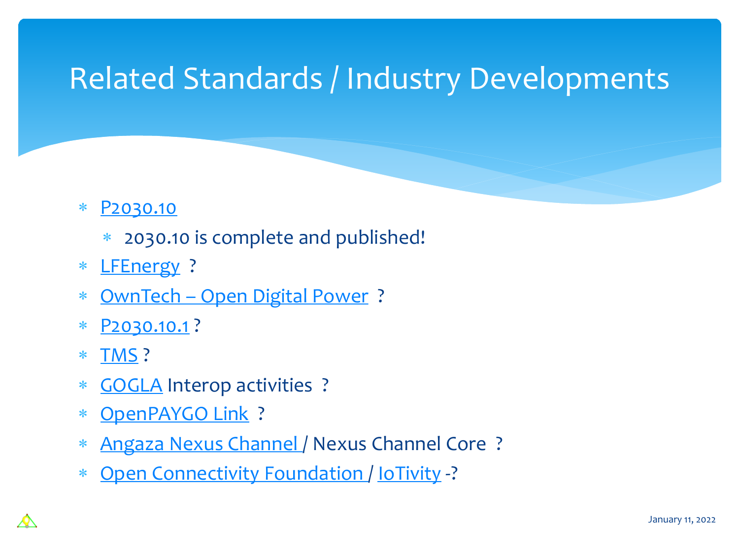# Related Standards / Industry Developments

- P2030.10
  - 2030.10 is complete and published!
- LFEnergy ?
- OwnTech – Open Digital Power ?
- P2030.10.1 ?
- TMS ?
- GOGLA Interop activities ?
- OpenPAYGO Link ?
- Angaza Nexus Channel / Nexus Channel Core ?
- Open Connectivity Foundation / IoTivity -?

January 11, 2022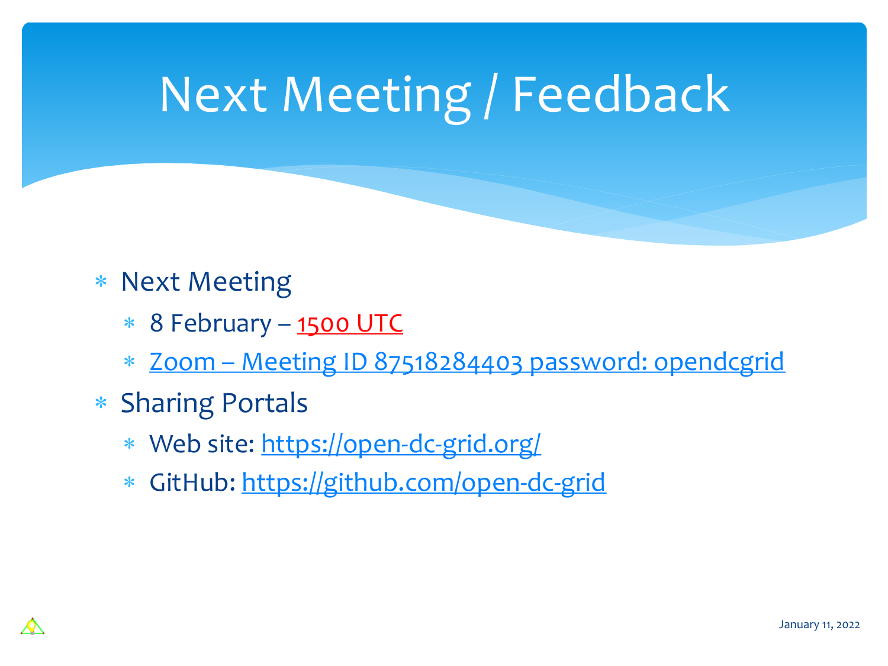# Next Meeting / Feedback

- Next Meeting
  - 8 February – 1500 UTC
  - Zoom – Meeting ID 87518284403 password: opendcgrid
- Sharing Portals
  - Web site: https://open-dc-grid.org/
  - GitHub: https://github.com/open-dc-grid